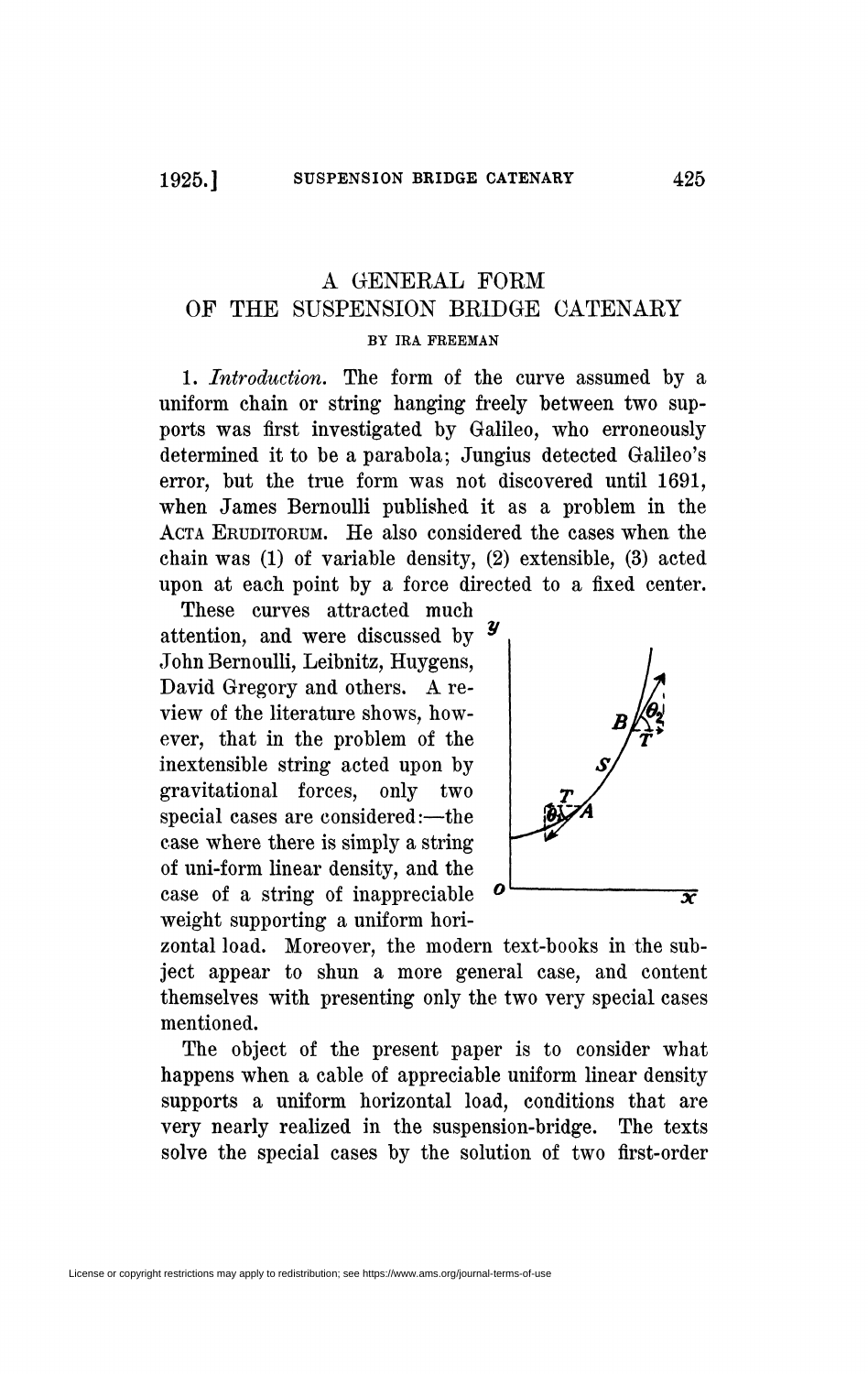# A GENERAL FORM OF THE SUSPENSION BRIDGE CATENARY

BY IRA FREEMAN

1. *Introduction.* The form of the curve assumed by a uniform chain or string hanging freely between two supports was first investigated by Galileo, who erroneously determined it to be a parabola; Jungius detected Galileo's error, but the true form was not discovered until 1691, when James Bernoulli published it as a problem in the ACTA ERUDITORUM. He also considered the cases when the chain was (1) of variable density, (2) extensible, (3) acted upon at each point by a force directed to a fixed center.

These curves attracted much attention, and were discussed by John Bernoulli, Leibnitz, Huygens, David Gregory and others. A review of the literature shows, however, that in the problem of the inextensible string acted upon by gravitational forces, only two special cases are considered:—the case where there is simply a string of uni-form linear density, and the case of a string of inappreciable weight supporting a uniform horizontal load. Moreover, the modern text-books in the subject appear to shun a more general case, and content themselves with presenting only the two very special cases mentioned.

The object of the present paper is to consider what happens when a cable of appreciable uniform linear density supports a uniform horizontal load, conditions that are very nearly realized in the suspension-bridge. The texts solve the special cases by the solution of two first-order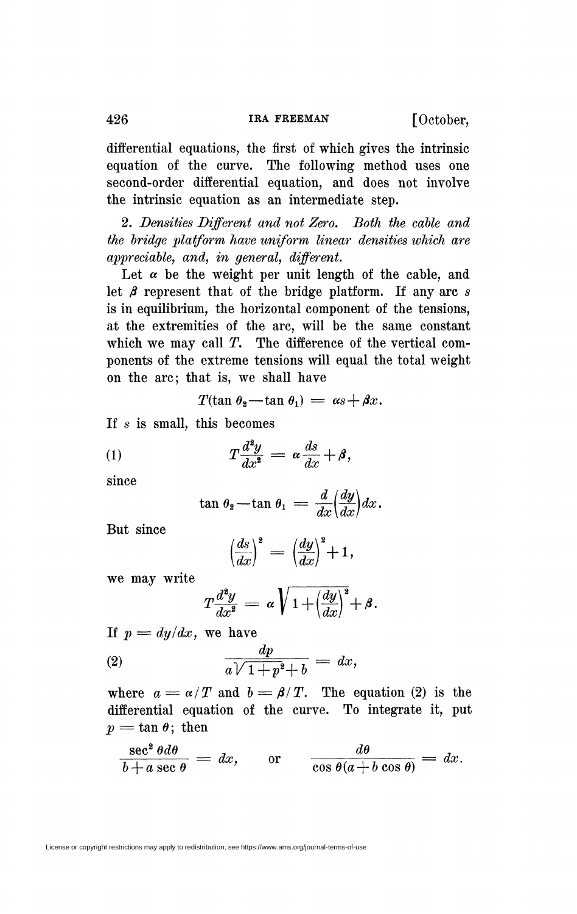differential equations, the first of which gives the intrinsic equation of the curve. The following method uses one second-order differential equation, and does not involve the intrinsic equation as an intermediate step.

2. *Densities Different and not Zero. Both the cable and the bridge platform have uniform linear densities which are appreciable, and, in general, different.*

Let $\alpha$ be the weight per unit length of the cable, and let $\beta$ represent that of the bridge platform. If any arc $s$ is in equilibrium, the horizontal component of the tensions, at the extremities of the arc, will be the same constant which we may call $T$. The difference of the vertical components of the extreme tensions will equal the total weight on the arc; that is, we shall have

$$T(\tan \theta_2 - \tan \theta_1) = \alpha s + \beta x.$$

If $s$ is small, this becomes

$$T\frac{d^2y}{dx^2} = \alpha \frac{ds}{dx} + \beta, \tag{1}$$

since

$$\tan \theta_2 - \tan \theta_1 = \frac{d}{dx}\left(\frac{dy}{dx}\right)dx.$$

But since

$$\left(\frac{ds}{dx}\right)^2 = \left(\frac{dy}{dx}\right)^2 + 1,$$

we may write

$$T\frac{d^2y}{dx^2} = \alpha \sqrt{1 + \left(\frac{dy}{dx}\right)^2} + \beta.$$

If $p = dy/dx$, we have

$$\frac{dp}{a\sqrt{1+p^2}+b} = dx, \tag{2}$$

where $a = \alpha / T$ and $b = \beta / T$. The equation (2) is the differential equation of the curve. To integrate it, put $p = \tan \theta$; then

$$\frac{\sec^2 \theta d\theta}{b + a \sec \theta} = dx, \qquad \text{or} \qquad \frac{d\theta}{\cos \theta(a + b \cos \theta)} = dx.$$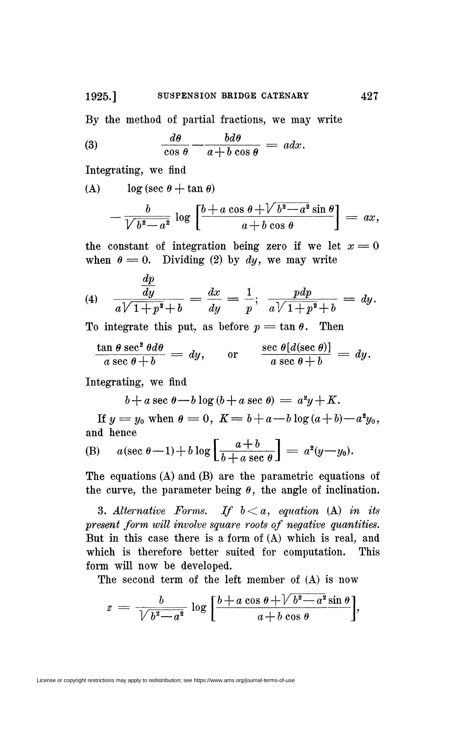By the method of partial fractions, we may write

$$\text{(3)} \qquad \frac{d\theta}{\cos\theta} - \frac{b\,d\theta}{a + b\cos\theta} = a\,dx.$$

Integrating, we find

$$\text{(A)} \qquad \log(\sec\theta + \tan\theta) - \frac{b}{\sqrt{b^2 - a^2}} \log\left[\frac{b + a\cos\theta + \sqrt{b^2 - a^2}\sin\theta}{a + b\cos\theta}\right] = ax,$$

the constant of integration being zero if we let $x = 0$ when $\theta = 0$. Dividing (2) by $dy$, we may write

$$\text{(4)} \qquad \frac{\dfrac{dp}{dy}}{a\sqrt{1+p^2} + b} = \frac{dx}{dy} = \frac{1}{p}; \quad \frac{p\,dp}{a\sqrt{1+p^2} + b} = dy.$$

To integrate this put, as before $p = \tan\theta$. Then

$$\frac{\tan\theta\sec^2\theta\,d\theta}{a\sec\theta + b} = dy, \qquad \text{or} \qquad \frac{\sec\theta[d(\sec\theta)]}{a\sec\theta + b} = dy.$$

Integrating, we find

$$b + a\sec\theta - b\log(b + a\sec\theta) = a^2 y + K.$$

If $y = y_0$ when $\theta = 0$, $K = b + a - b\log(a+b) - a^2 y_0$, and hence

$$\text{(B)} \qquad a(\sec\theta - 1) + b\log\left[\frac{a+b}{b + a\sec\theta}\right] = a^2(y - y_0).$$

The equations (A) and (B) are the parametric equations of the curve, the parameter being $\theta$, the angle of inclination.

3. *Alternative Forms. If $b < a$, equation* (A) *in its present form will involve square roots of negative quantities.* But in this case there is a form of (A) which is real, and which is therefore better suited for computation. This form will now be developed.

The second term of the left member of (A) is now

$$z = \frac{b}{\sqrt{b^2 - a^2}} \log\left[\frac{b + a\cos\theta + \sqrt{b^2 - a^2}\sin\theta}{a + b\cos\theta}\right],$$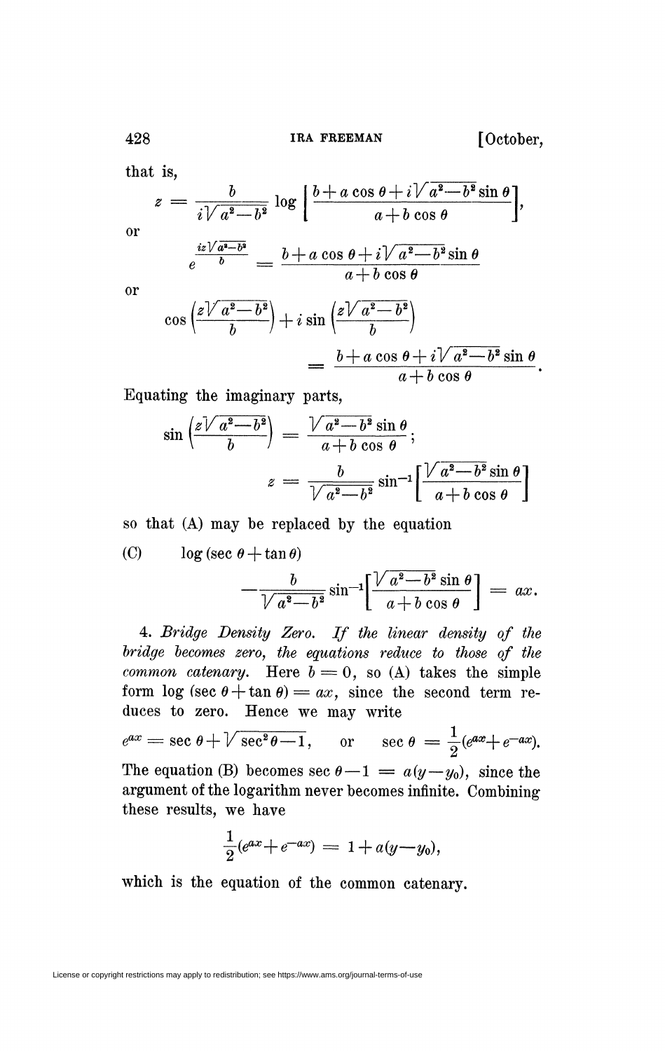that is,

$$z = \frac{b}{i\sqrt{a^2-b^2}} \log \left[ \frac{b + a\cos\theta + i\sqrt{a^2-b^2}\sin\theta}{a + b\cos\theta} \right],$$

or

$$e^{\frac{iz\sqrt{a^2-b^2}}{b}} = \frac{b + a\cos\theta + i\sqrt{a^2-b^2}\sin\theta}{a + b\cos\theta}$$

or

$$\cos\left(\frac{z\sqrt{a^2-b^2}}{b}\right) + i\sin\left(\frac{z\sqrt{a^2-b^2}}{b}\right)$$
$$= \frac{b + a\cos\theta + i\sqrt{a^2-b^2}\sin\theta}{a + b\cos\theta}.$$

Equating the imaginary parts,

$$\sin\left(\frac{z\sqrt{a^2-b^2}}{b}\right) = \frac{\sqrt{a^2-b^2}\sin\theta}{a + b\cos\theta};$$

$$z = \frac{b}{\sqrt{a^2-b^2}} \sin^{-1}\left[\frac{\sqrt{a^2-b^2}\sin\theta}{a + b\cos\theta}\right]$$

so that (A) may be replaced by the equation

$$\text{(C)} \qquad \log(\sec\theta + \tan\theta) - \frac{b}{\sqrt{a^2-b^2}} \sin^{-1}\left[\frac{\sqrt{a^2-b^2}\sin\theta}{a + b\cos\theta}\right] = ax.$$

4. *Bridge Density Zero. If the linear density of the bridge becomes zero, the equations reduce to those of the common catenary.* Here $b = 0$, so (A) takes the simple form $\log(\sec\theta + \tan\theta) = ax$, since the second term reduces to zero. Hence we may write

$$e^{ax} = \sec\theta + \sqrt{\sec^2\theta - 1}, \qquad \text{or} \qquad \sec\theta = \frac{1}{2}(e^{ax} + e^{-ax}).$$

The equation (B) becomes $\sec\theta - 1 = a(y - y_0)$, since the argument of the logarithm never becomes infinite. Combining these results, we have

$$\frac{1}{2}(e^{ax} + e^{-ax}) = 1 + a(y - y_0),$$

which is the equation of the common catenary.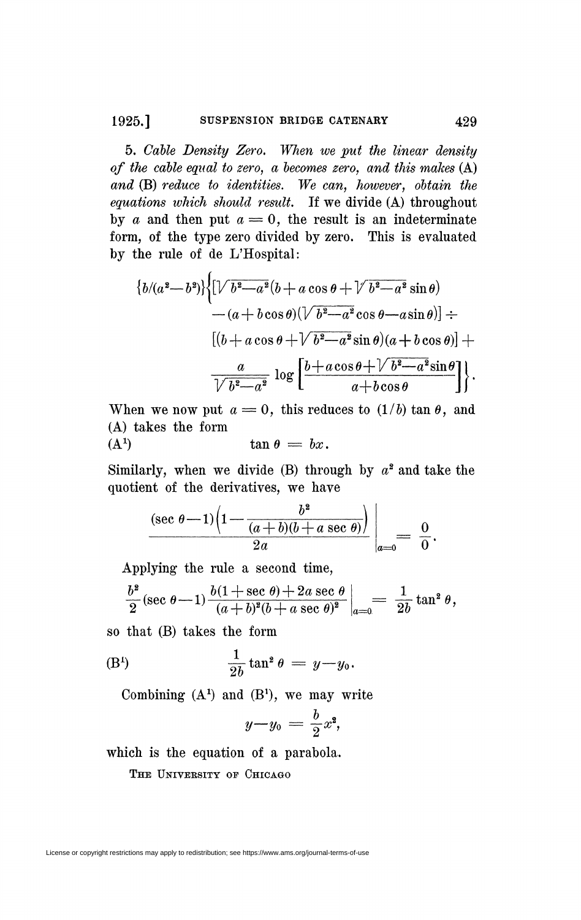5. *Cable Density Zero. When we put the linear density of the cable equal to zero, $a$ becomes zero, and this makes* (A) *and* (B) *reduce to identities. We can, however, obtain the equations which should result.* If we divide (A) throughout by $a$ and then put $a = 0$, the result is an indeterminate form, of the type zero divided by zero. This is evaluated by the rule of de L'Hospital:

$$\{b/(a^2-b^2)\}\Bigg\{[\sqrt{b^2-a^2}(b+a\cos\theta+\sqrt{b^2-a^2}\sin\theta) \\ -(a+b\cos\theta)(\sqrt{b^2-a^2}\cos\theta - a\sin\theta)] \div \\ [(b+a\cos\theta+\sqrt{b^2-a^2}\sin\theta)(a+b\cos\theta)] + \\ \frac{a}{\sqrt{b^2-a^2}}\log\left[\frac{b+a\cos\theta+\sqrt{b^2-a^2}\sin\theta}{a+b\cos\theta}\right]\Bigg\}.$$

When we now put $a = 0$, this reduces to $(1/b)\tan\theta$, and (A) takes the form

$$(\text{A}^1) \qquad \tan\theta = bx.$$

Similarly, when we divide (B) through by $a^2$ and take the quotient of the derivatives, we have

$$\frac{(\sec\theta - 1)\left(1 - \dfrac{b^2}{(a+b)(b+a\sec\theta)}\right)}{2a}\Bigg|_{a=0} = \frac{0}{0}.$$

Applying the rule a second time,

$$\frac{b^2}{2}(\sec\theta - 1)\frac{b(1+\sec\theta)+2a\sec\theta}{(a+b)^2(b+a\sec\theta)^2}\Bigg|_{a=0} = \frac{1}{2b}\tan^2\theta,$$

so that (B) takes the form

$$(\text{B}^1) \qquad \frac{1}{2b}\tan^2\theta = y - y_0.$$

Combining ($\text{A}^1$) and ($\text{B}^1$), we may write

$$y - y_0 = \frac{b}{2}x^2,$$

which is the equation of a parabola.

THE UNIVERSITY OF CHICAGO